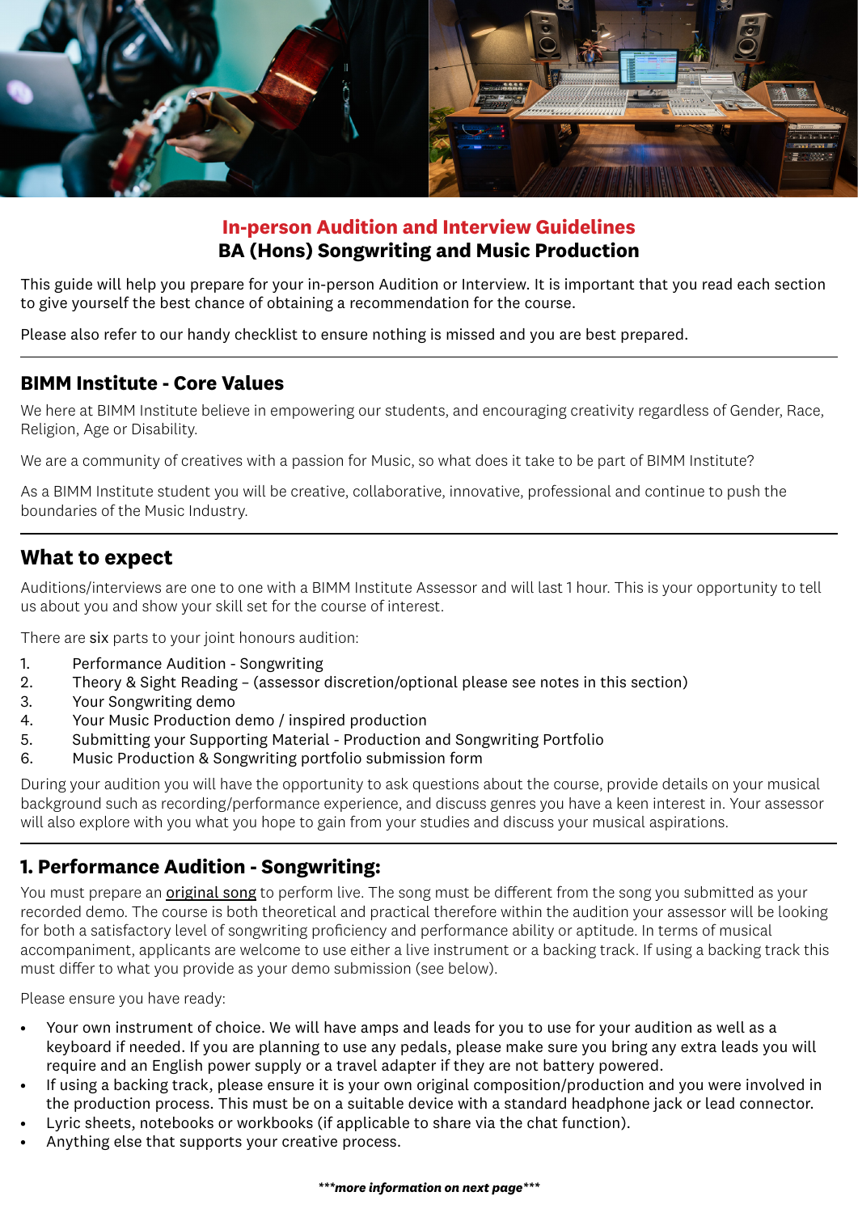## In-person Audition and Interview Guidelines
## BA (Hons) Songwriting and Music Production

This guide will help you prepare for your in-person Audition or Interview. It is important that you read each section to give yourself the best chance of obtaining a recommendation for the course.

Please also refer to our handy checklist to ensure nothing is missed and you are best prepared.

---

### BIMM Institute - Core Values

We here at BIMM Institute believe in empowering our students, and encouraging creativity regardless of Gender, Race, Religion, Age or Disability.

We are a community of creatives with a passion for Music, so what does it take to be part of BIMM Institute?

As a BIMM Institute student you will be creative, collaborative, innovative, professional and continue to push the boundaries of the Music Industry.

---

### What to expect

Auditions/interviews are one to one with a BIMM Institute Assessor and will last 1 hour. This is your opportunity to tell us about you and show your skill set for the course of interest.

There are six parts to your joint honours audition:

1. Performance Audition - Songwriting
2. Theory & Sight Reading – (assessor discretion/optional please see notes in this section)
3. Your Songwriting demo
4. Your Music Production demo / inspired production
5. Submitting your Supporting Material - Production and Songwriting Portfolio
6. Music Production & Songwriting portfolio submission form

During your audition you will have the opportunity to ask questions about the course, provide details on your musical background such as recording/performance experience, and discuss genres you have a keen interest in. Your assessor will also explore with you what you hope to gain from your studies and discuss your musical aspirations.

---

### 1. Performance Audition - Songwriting:

You must prepare an original song to perform live. The song must be different from the song you submitted as your recorded demo. The course is both theoretical and practical therefore within the audition your assessor will be looking for both a satisfactory level of songwriting proficiency and performance ability or aptitude. In terms of musical accompaniment, applicants are welcome to use either a live instrument or a backing track. If using a backing track this must differ to what you provide as your demo submission (see below).

Please ensure you have ready:

- Your own instrument of choice. We will have amps and leads for you to use for your audition as well as a keyboard if needed. If you are planning to use any pedals, please make sure you bring any extra leads you will require and an English power supply or a travel adapter if they are not battery powered.
- If using a backing track, please ensure it is your own original composition/production and you were involved in the production process. This must be on a suitable device with a standard headphone jack or lead connector.
- Lyric sheets, notebooks or workbooks (if applicable to share via the chat function).
- Anything else that supports your creative process.

***more information on next page***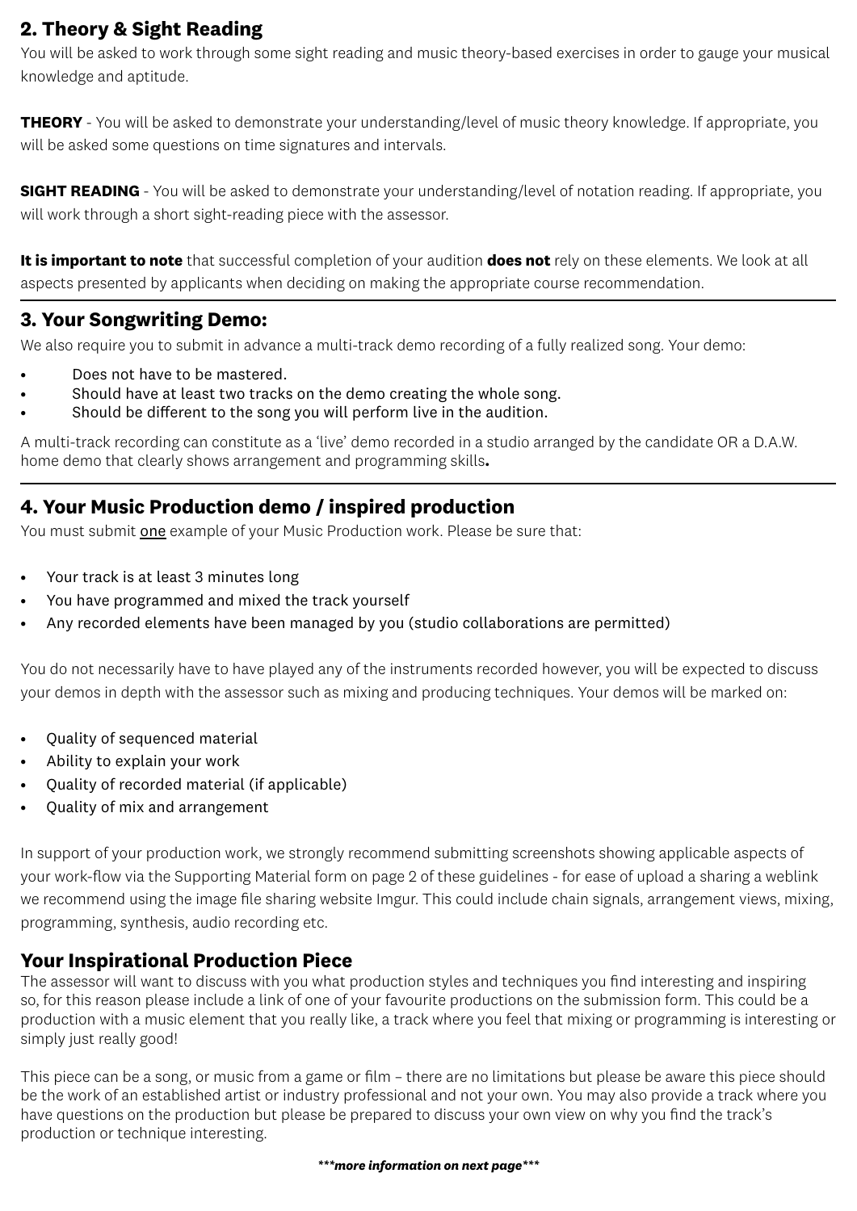## 2. Theory & Sight Reading

You will be asked to work through some sight reading and music theory-based exercises in order to gauge your musical knowledge and aptitude.

**THEORY** - You will be asked to demonstrate your understanding/level of music theory knowledge. If appropriate, you will be asked some questions on time signatures and intervals.

**SIGHT READING** - You will be asked to demonstrate your understanding/level of notation reading. If appropriate, you will work through a short sight-reading piece with the assessor.

**It is important to note** that successful completion of your audition **does not** rely on these elements. We look at all aspects presented by applicants when deciding on making the appropriate course recommendation.

## 3. Your Songwriting Demo:

We also require you to submit in advance a multi-track demo recording of a fully realized song. Your demo:

- Does not have to be mastered.
- Should have at least two tracks on the demo creating the whole song.
- Should be different to the song you will perform live in the audition.

A multi-track recording can constitute as a 'live' demo recorded in a studio arranged by the candidate OR a D.A.W. home demo that clearly shows arrangement and programming skills**.**

## 4. Your Music Production demo / inspired production

You must submit <u>one</u> example of your Music Production work. Please be sure that:

- Your track is at least 3 minutes long
- You have programmed and mixed the track yourself
- Any recorded elements have been managed by you (studio collaborations are permitted)

You do not necessarily have to have played any of the instruments recorded however, you will be expected to discuss your demos in depth with the assessor such as mixing and producing techniques. Your demos will be marked on:

- Quality of sequenced material
- Ability to explain your work
- Quality of recorded material (if applicable)
- Quality of mix and arrangement

In support of your production work, we strongly recommend submitting screenshots showing applicable aspects of your work-flow via the Supporting Material form on page 2 of these guidelines - for ease of upload a sharing a weblink we recommend using the image file sharing website Imgur. This could include chain signals, arrangement views, mixing, programming, synthesis, audio recording etc.

### Your Inspirational Production Piece

The assessor will want to discuss with you what production styles and techniques you find interesting and inspiring so, for this reason please include a link of one of your favourite productions on the submission form. This could be a production with a music element that you really like, a track where you feel that mixing or programming is interesting or simply just really good!

This piece can be a song, or music from a game or film – there are no limitations but please be aware this piece should be the work of an established artist or industry professional and not your own. You may also provide a track where you have questions on the production but please be prepared to discuss your own view on why you find the track's production or technique interesting.

***\*\*\*more information on next page\*\*\****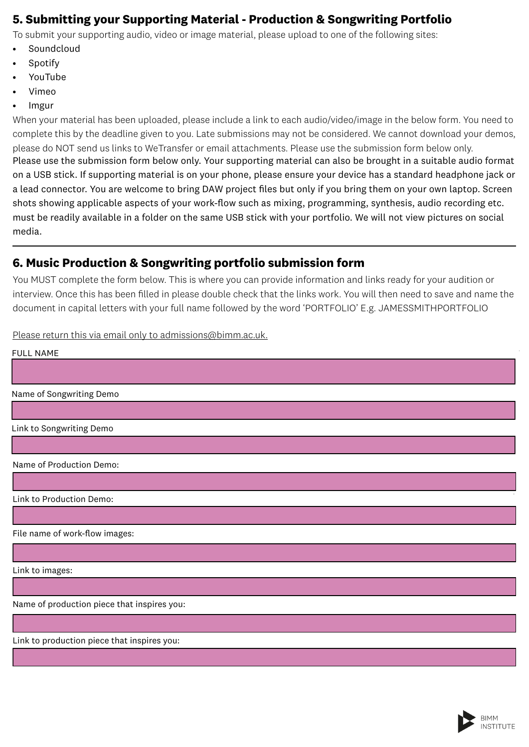## 5. Submitting your Supporting Material - Production & Songwriting Portfolio

To submit your supporting audio, video or image material, please upload to one of the following sites:

- Soundcloud
- Spotify
- YouTube
- Vimeo
- Imgur

When your material has been uploaded, please include a link to each audio/video/image in the below form. You need to complete this by the deadline given to you. Late submissions may not be considered. We cannot download your demos, please do NOT send us links to WeTransfer or email attachments. Please use the submission form below only.
Please use the submission form below only. Your supporting material can also be brought in a suitable audio format on a USB stick. If supporting material is on your phone, please ensure your device has a standard headphone jack or a lead connector. You are welcome to bring DAW project files but only if you bring them on your own laptop. Screen shots showing applicable aspects of your work-flow such as mixing, programming, synthesis, audio recording etc. must be readily available in a folder on the same USB stick with your portfolio. We will not view pictures on social media.

---

## 6. Music Production & Songwriting portfolio submission form

You MUST complete the form below. This is where you can provide information and links ready for your audition or interview. Once this has been filled in please double check that the links work. You will then need to save and name the document in capital letters with your full name followed by the word 'PORTFOLIO' E.g. JAMESSMITHPORTFOLIO

Please return this via email only to admissions@bimm.ac.uk.

FULL NAME

Name of Songwriting Demo

Link to Songwriting Demo

Name of Production Demo:

Link to Production Demo:

File name of work-flow images:

Link to images:

Name of production piece that inspires you:

Link to production piece that inspires you: